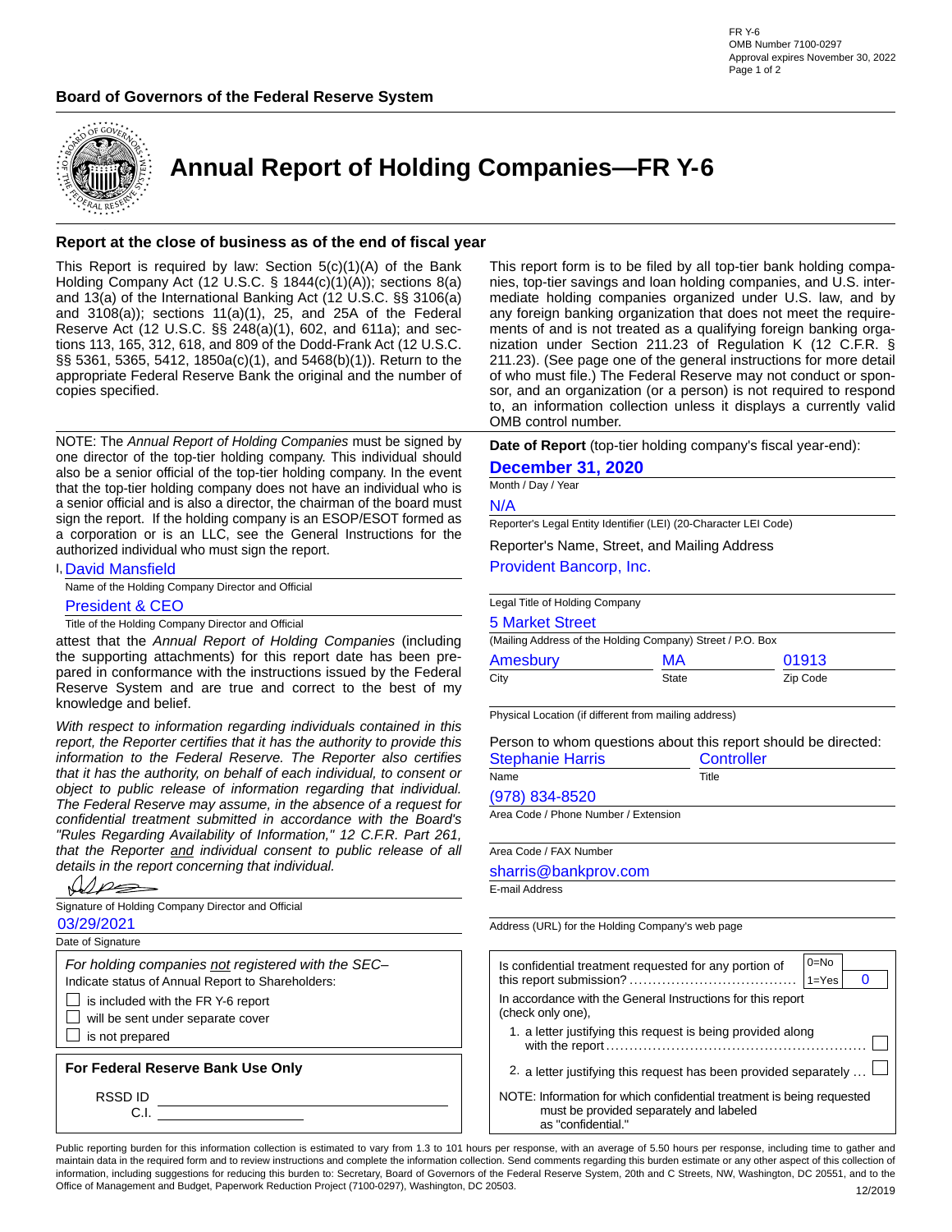FR Y-6
OMB Number 7100-0297
Approval expires November 30, 2022

**Board of Governors of the Federal Reserve System**

# Annual Report of Holding Companies—FR Y-6

## Report at the close of business as of the end of fiscal year

This Report is required by law: Section 5(c)(1)(A) of the Bank Holding Company Act (12 U.S.C. § 1844(c)(1)(A)); sections 8(a) and 13(a) of the International Banking Act (12 U.S.C. §§ 3106(a) and 3108(a)); sections 11(a)(1), 25, and 25A of the Federal Reserve Act (12 U.S.C. §§ 248(a)(1), 602, and 611a); and sections 113, 165, 312, 618, and 809 of the Dodd-Frank Act (12 U.S.C. §§ 5361, 5365, 5412, 1850a(c)(1), and 5468(b)(1)). Return to the appropriate Federal Reserve Bank the original and the number of copies specified.

This report form is to be filed by all top-tier bank holding companies, top-tier savings and loan holding companies, and U.S. intermediate holding companies organized under U.S. law, and by any foreign banking organization that does not meet the requirements of and is not treated as a qualifying foreign banking organization under Section 211.23 of Regulation K (12 C.F.R. § 211.23). (See page one of the general instructions for more detail of who must file.) The Federal Reserve may not conduct or sponsor, and an organization (or a person) is not required to respond to, an information collection unless it displays a currently valid OMB control number.

NOTE: The *Annual Report of Holding Companies* must be signed by one director of the top-tier holding company. This individual should also be a senior official of the top-tier holding company. In the event that the top-tier holding company does not have an individual who is a senior official and is also a director, the chairman of the board must sign the report. If the holding company is an ESOP/ESOT formed as a corporation or is an LLC, see the General Instructions for the authorized individual who must sign the report.

I, David Mansfield
Name of the Holding Company Director and Official

President & CEO
Title of the Holding Company Director and Official

attest that the *Annual Report of Holding Companies* (including the supporting attachments) for this report date has been prepared in conformance with the instructions issued by the Federal Reserve System and are true and correct to the best of my knowledge and belief.

*With respect to information regarding individuals contained in this report, the Reporter certifies that it has the authority to provide this information to the Federal Reserve. The Reporter also certifies that it has the authority, on behalf of each individual, to consent or object to public release of information regarding that individual. The Federal Reserve may assume, in the absence of a request for confidential treatment submitted in accordance with the Board's "Rules Regarding Availability of Information," 12 C.F.R. Part 261, that the Reporter and individual consent to public release of all details in the report concerning that individual.*

Signature of Holding Company Director and Official

03/29/2021
Date of Signature

*For holding companies not registered with the SEC–*
Indicate status of Annual Report to Shareholders:

- ☐ is included with the FR Y-6 report
- ☐ will be sent under separate cover
- ☐ is not prepared

**For Federal Reserve Bank Use Only**

RSSD ID ____________
C.I. ____________

**Date of Report** (top-tier holding company's fiscal year-end):

**December 31, 2020**
Month / Day / Year

N/A
Reporter's Legal Entity Identifier (LEI) (20-Character LEI Code)

Reporter's Name, Street, and Mailing Address

Provident Bancorp, Inc.
Legal Title of Holding Company

5 Market Street
(Mailing Address of the Holding Company) Street / P.O. Box

| City | State | Zip Code |
|---|---|---|
| Amesbury | MA | 01913 |

Physical Location (if different from mailing address)

Person to whom questions about this report should be directed:

| Name | Title |
|---|---|
| Stephanie Harris | Controller |

(978) 834-8520
Area Code / Phone Number / Extension

Area Code / FAX Number

sharris@bankprov.com
E-mail Address

Address (URL) for the Holding Company's web page

Is confidential treatment requested for any portion of this report submission? (0=No, 1=Yes) 0

In accordance with the General Instructions for this report (check only one),

1. a letter justifying this request is being provided along with the report ☐
2. a letter justifying this request has been provided separately ☐

NOTE: Information for which confidential treatment is being requested must be provided separately and labeled as "confidential."

Public reporting burden for this information collection is estimated to vary from 1.3 to 101 hours per response, with an average of 5.50 hours per response, including time to gather and maintain data in the required form and to review instructions and complete the information collection. Send comments regarding this burden estimate or any other aspect of this collection of information, including suggestions for reducing this burden to: Secretary, Board of Governors of the Federal Reserve System, 20th and C Streets, NW, Washington, DC 20551, and to the Office of Management and Budget, Paperwork Reduction Project (7100-0297), Washington, DC 20503.

12/2019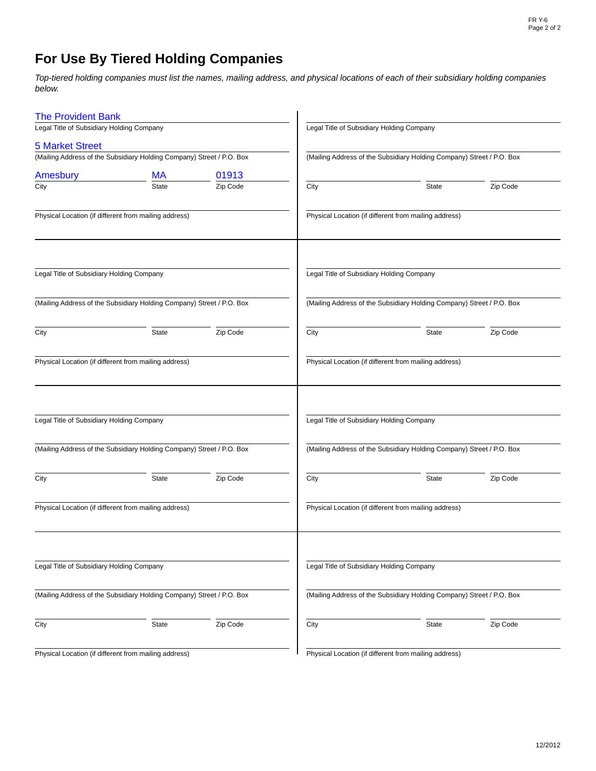# For Use By Tiered Holding Companies

*Top-tiered holding companies must list the names, mailing address, and physical locations of each of their subsidiary holding companies below.*

The Provident Bank
Legal Title of Subsidiary Holding Company

5 Market Street
(Mailing Address of the Subsidiary Holding Company) Street / P.O. Box

| Amesbury | MA | 01913 |
|---|---|---|
| City | State | Zip Code |

Physical Location (if different from mailing address)

---

Legal Title of Subsidiary Holding Company

(Mailing Address of the Subsidiary Holding Company) Street / P.O. Box

City State Zip Code

Physical Location (if different from mailing address)

---

Legal Title of Subsidiary Holding Company

(Mailing Address of the Subsidiary Holding Company) Street / P.O. Box

City State Zip Code

Physical Location (if different from mailing address)

---

Legal Title of Subsidiary Holding Company

(Mailing Address of the Subsidiary Holding Company) Street / P.O. Box

City State Zip Code

Physical Location (if different from mailing address)

---

Legal Title of Subsidiary Holding Company

(Mailing Address of the Subsidiary Holding Company) Street / P.O. Box

City State Zip Code

Physical Location (if different from mailing address)

---

Legal Title of Subsidiary Holding Company

(Mailing Address of the Subsidiary Holding Company) Street / P.O. Box

City State Zip Code

Physical Location (if different from mailing address)

---

Legal Title of Subsidiary Holding Company

(Mailing Address of the Subsidiary Holding Company) Street / P.O. Box

City State Zip Code

Physical Location (if different from mailing address)

---

Legal Title of Subsidiary Holding Company

(Mailing Address of the Subsidiary Holding Company) Street / P.O. Box

City State Zip Code

Physical Location (if different from mailing address)

12/2012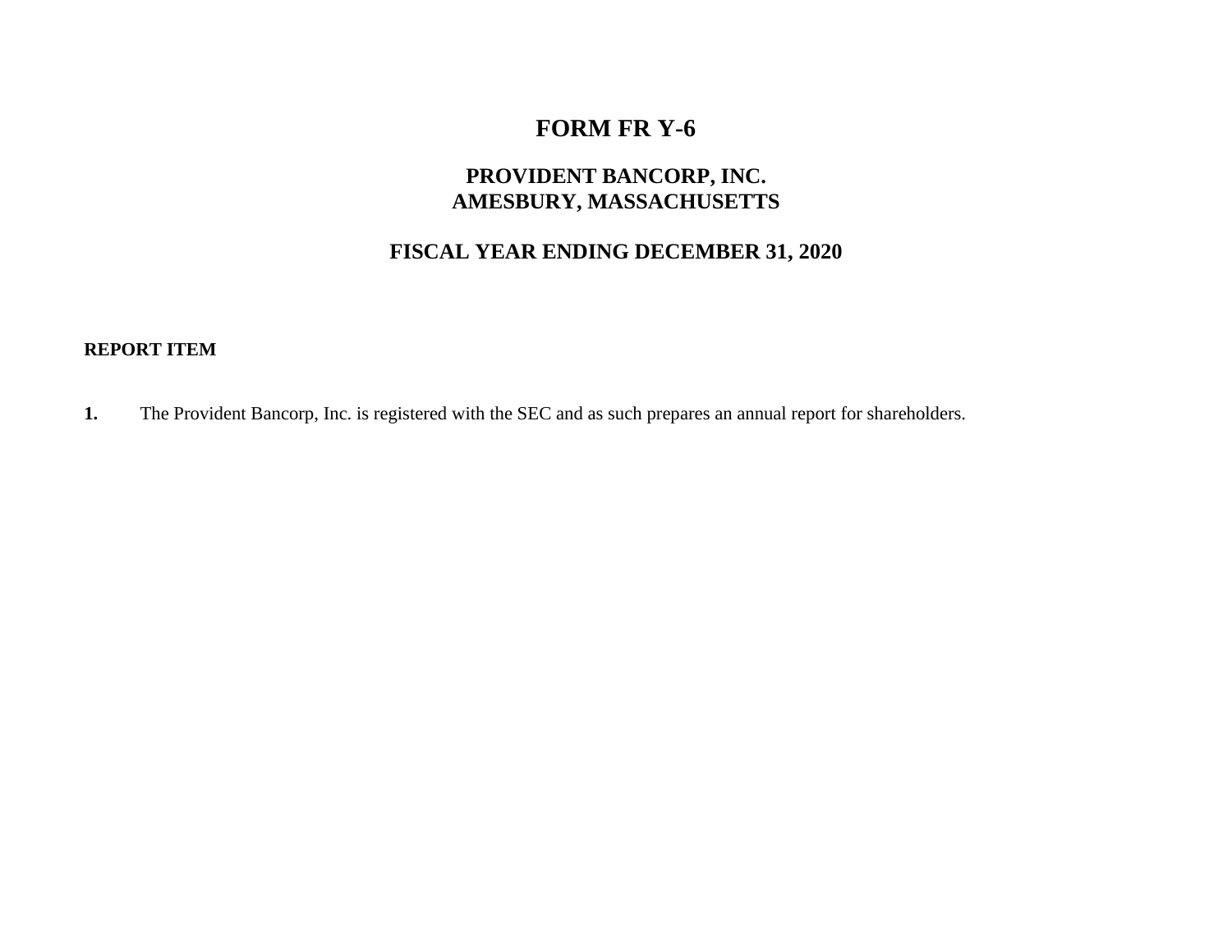# FORM FR Y-6

## PROVIDENT BANCORP, INC.
## AMESBURY, MASSACHUSETTS

## FISCAL YEAR ENDING DECEMBER 31, 2020

**REPORT ITEM**

**1.** The Provident Bancorp, Inc. is registered with the SEC and as such prepares an annual report for shareholders.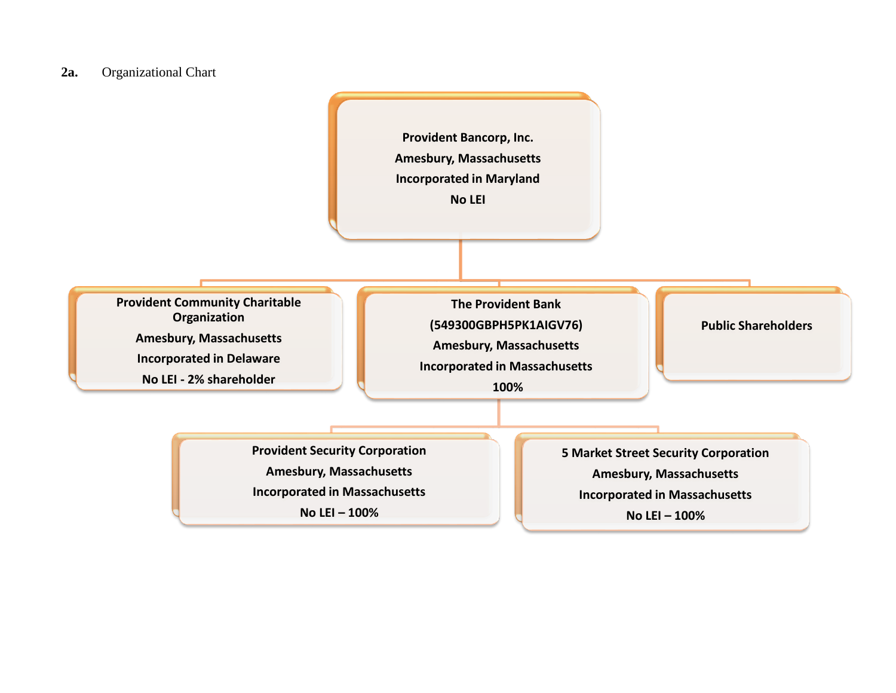**2a.** Organizational Chart

**Provident Bancorp, Inc.**
**Amesbury, Massachusetts**
**Incorporated in Maryland**
**No LEI**

**Provident Community Charitable Organization**
**Amesbury, Massachusetts**
**Incorporated in Delaware**
**No LEI - 2% shareholder**

**The Provident Bank**
**(549300GBPH5PK1AIGV76)**
**Amesbury, Massachusetts**
**Incorporated in Massachusetts**
**100%**

**Public Shareholders**

**Provident Security Corporation**
**Amesbury, Massachusetts**
**Incorporated in Massachusetts**
**No LEI – 100%**

**5 Market Street Security Corporation**
**Amesbury, Massachusetts**
**Incorporated in Massachusetts**
**No LEI – 100%**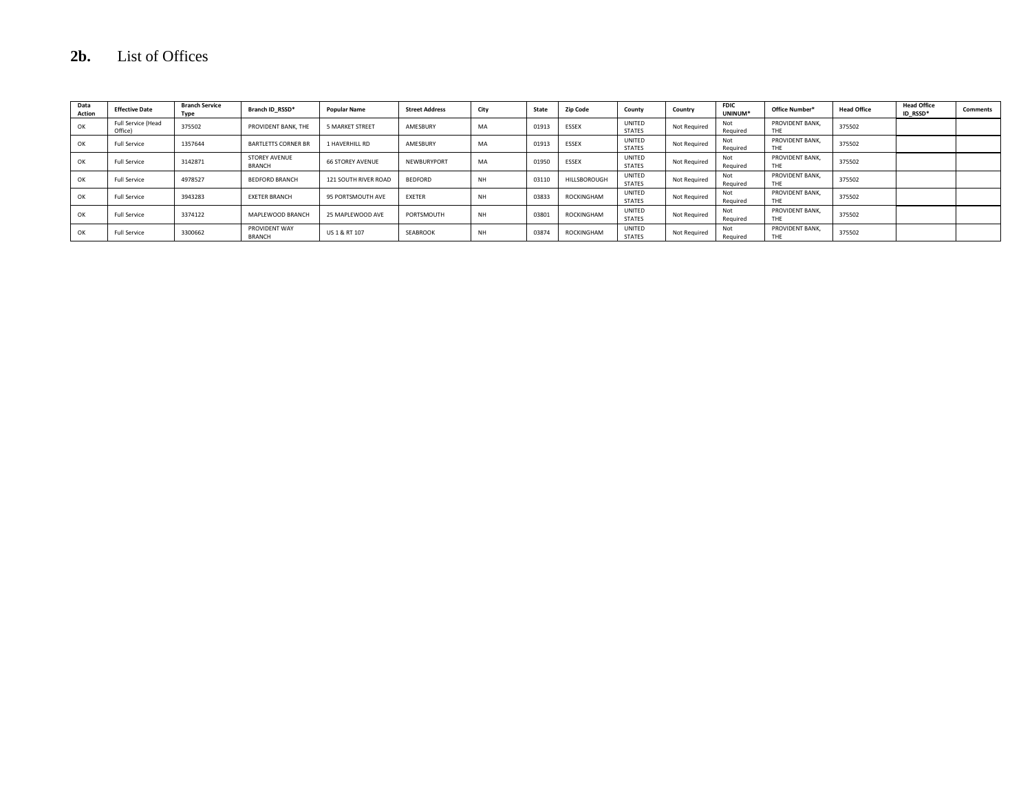## 2b. List of Offices

| Data Action | Effective Date | Branch Service Type | Branch ID_RSSD* | Popular Name | Street Address | City | State | Zip Code | County | Country | FDIC UNINUM* | Office Number* | Head Office | Head Office ID_RSSD* | Comments |
|---|---|---|---|---|---|---|---|---|---|---|---|---|---|---|---|
| OK | Full Service (Head Office) | 375502 | PROVIDENT BANK, THE | 5 MARKET STREET | AMESBURY | MA | 01913 | ESSEX | UNITED STATES | Not Required | Not Required | PROVIDENT BANK, THE | 375502 | | |
| OK | Full Service | 1357644 | BARTLETTS CORNER BR | 1 HAVERHILL RD | AMESBURY | MA | 01913 | ESSEX | UNITED STATES | Not Required | Not Required | PROVIDENT BANK, THE | 375502 | | |
| OK | Full Service | 3142871 | STOREY AVENUE BRANCH | 66 STOREY AVENUE | NEWBURYPORT | MA | 01950 | ESSEX | UNITED STATES | Not Required | Not Required | PROVIDENT BANK, THE | 375502 | | |
| OK | Full Service | 4978527 | BEDFORD BRANCH | 121 SOUTH RIVER ROAD | BEDFORD | NH | 03110 | HILLSBOROUGH | UNITED STATES | Not Required | Not Required | PROVIDENT BANK, THE | 375502 | | |
| OK | Full Service | 3943283 | EXETER BRANCH | 95 PORTSMOUTH AVE | EXETER | NH | 03833 | ROCKINGHAM | UNITED STATES | Not Required | Not Required | PROVIDENT BANK, THE | 375502 | | |
| OK | Full Service | 3374122 | MAPLEWOOD BRANCH | 25 MAPLEWOOD AVE | PORTSMOUTH | NH | 03801 | ROCKINGHAM | UNITED STATES | Not Required | Not Required | PROVIDENT BANK, THE | 375502 | | |
| OK | Full Service | 3300662 | PROVIDENT WAY BRANCH | US 1 & RT 107 | SEABROOK | NH | 03874 | ROCKINGHAM | UNITED STATES | Not Required | Not Required | PROVIDENT BANK, THE | 375502 | | |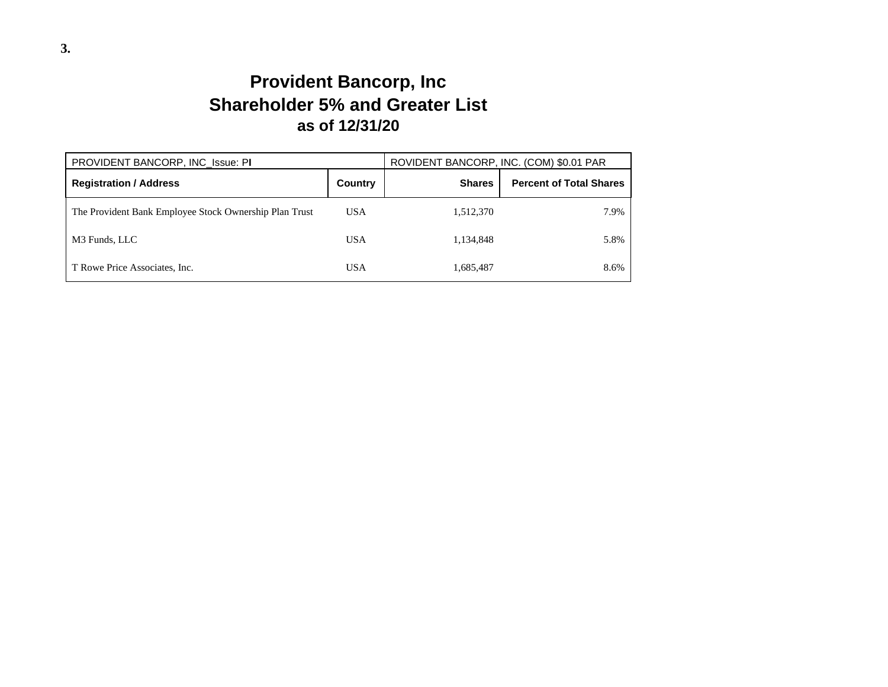**3.**

# Provident Bancorp, Inc
# Shareholder 5% and Greater List
## as of 12/31/20

| PROVIDENT BANCORP, INC_Issue: PI | | ROVIDENT BANCORP, INC. (COM) $0.01 PAR | |
|---|---|---|---|
| **Registration / Address** | **Country** | **Shares** | **Percent of Total Shares** |
| The Provident Bank Employee Stock Ownership Plan Trust | USA | 1,512,370 | 7.9% |
| M3 Funds, LLC | USA | 1,134,848 | 5.8% |
| T Rowe Price Associates, Inc. | USA | 1,685,487 | 8.6% |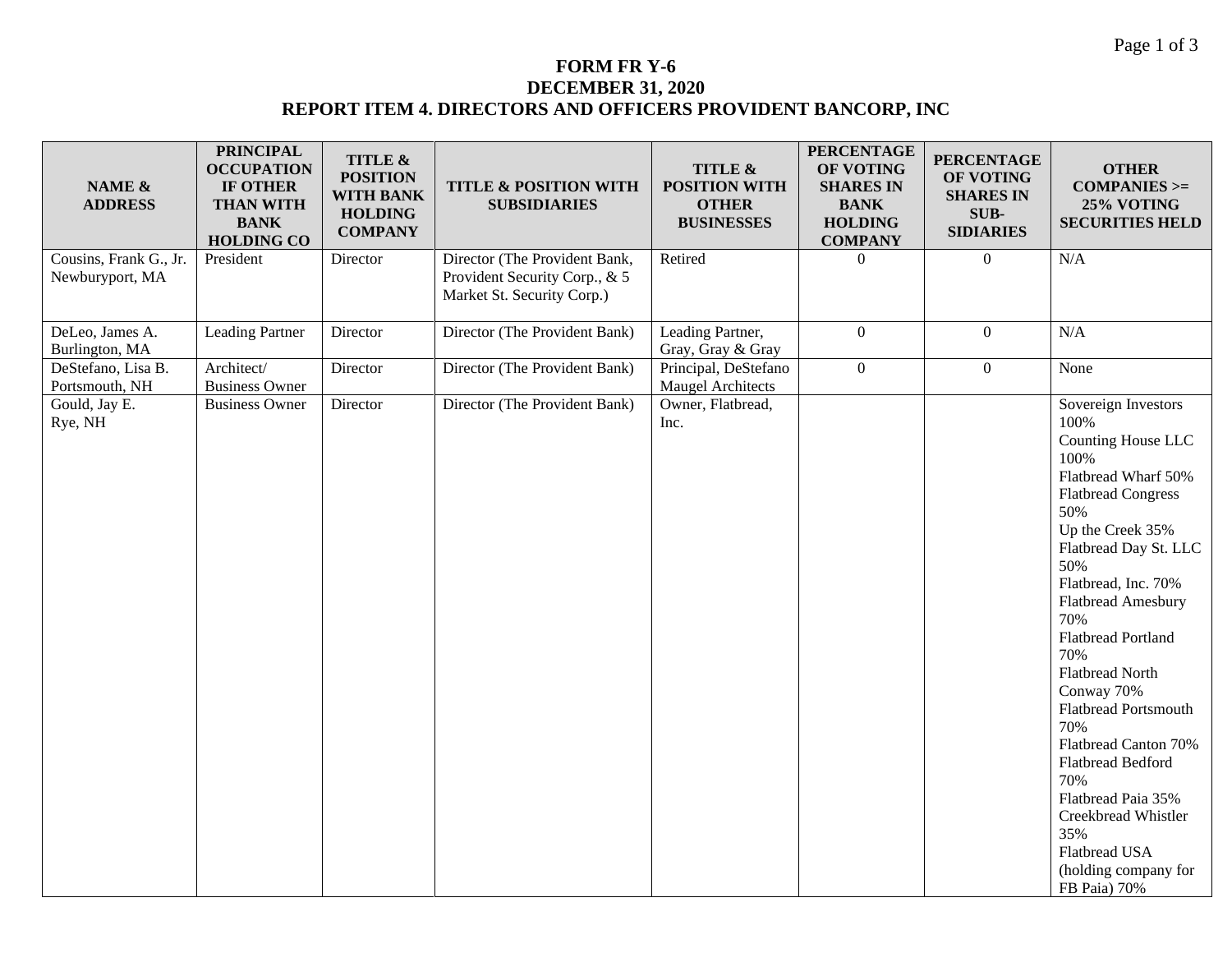**FORM FR Y-6**
**DECEMBER 31, 2020**
**REPORT ITEM 4. DIRECTORS AND OFFICERS PROVIDENT BANCORP, INC**

| NAME & ADDRESS | PRINCIPAL OCCUPATION IF OTHER THAN WITH BANK HOLDING CO | TITLE & POSITION WITH BANK HOLDING COMPANY | TITLE & POSITION WITH SUBSIDIARIES | TITLE & POSITION WITH OTHER BUSINESSES | PERCENTAGE OF VOTING SHARES IN BANK HOLDING COMPANY | PERCENTAGE OF VOTING SHARES IN SUB-SIDIARIES | OTHER COMPANIES >= 25% VOTING SECURITIES HELD |
|---|---|---|---|---|---|---|---|
| Cousins, Frank G., Jr. Newburyport, MA | President | Director | Director (The Provident Bank, Provident Security Corp., & 5 Market St. Security Corp.) | Retired | 0 | 0 | N/A |
| DeLeo, James A. Burlington, MA | Leading Partner | Director | Director (The Provident Bank) | Leading Partner, Gray, Gray & Gray | 0 | 0 | N/A |
| DeStefano, Lisa B. Portsmouth, NH | Architect/ Business Owner | Director | Director (The Provident Bank) | Principal, DeStefano Maugel Architects | 0 | 0 | None |
| Gould, Jay E. Rye, NH | Business Owner | Director | Director (The Provident Bank) | Owner, Flatbread, Inc. | | | Sovereign Investors 100%<br>Counting House LLC 100%<br>Flatbread Wharf 50%<br>Flatbread Congress 50%<br>Up the Creek 35%<br>Flatbread Day St. LLC 50%<br>Flatbread, Inc. 70%<br>Flatbread Amesbury 70%<br>Flatbread Portland 70%<br>Flatbread North Conway 70%<br>Flatbread Portsmouth 70%<br>Flatbread Canton 70%<br>Flatbread Bedford 70%<br>Flatbread Paia 35%<br>Creekbread Whistler 35%<br>Flatbread USA (holding company for FB Paia) 70% |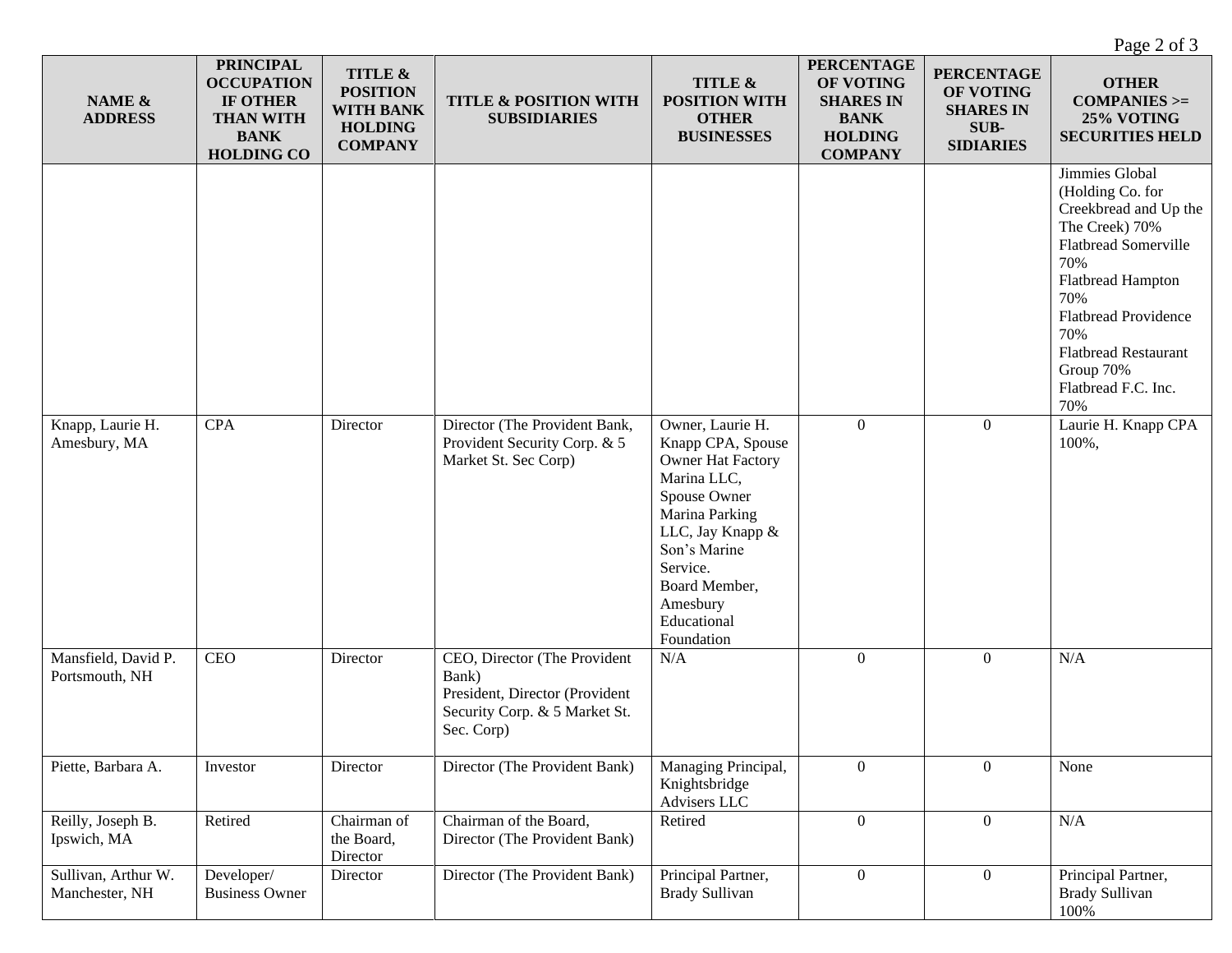| NAME & ADDRESS | PRINCIPAL OCCUPATION IF OTHER THAN WITH BANK HOLDING CO | TITLE & POSITION WITH BANK HOLDING COMPANY | TITLE & POSITION WITH SUBSIDIARIES | TITLE & POSITION WITH OTHER BUSINESSES | PERCENTAGE OF VOTING SHARES IN BANK HOLDING COMPANY | PERCENTAGE OF VOTING SHARES IN SUB-SIDIARIES | OTHER COMPANIES >= 25% VOTING SECURITIES HELD |
|---|---|---|---|---|---|---|---|
| | | | | | | | Jimmies Global (Holding Co. for Creekbread and Up the The Creek) 70%<br>Flatbread Somerville 70%<br>Flatbread Hampton 70%<br>Flatbread Providence 70%<br>Flatbread Restaurant Group 70%<br>Flatbread F.C. Inc. 70% |
| Knapp, Laurie H.<br>Amesbury, MA | CPA | Director | Director (The Provident Bank, Provident Security Corp. & 5 Market St. Sec Corp) | Owner, Laurie H. Knapp CPA, Spouse Owner Hat Factory Marina LLC, Spouse Owner Marina Parking LLC, Jay Knapp & Son's Marine Service.<br>Board Member, Amesbury Educational Foundation | 0 | 0 | Laurie H. Knapp CPA 100%, |
| Mansfield, David P.<br>Portsmouth, NH | CEO | Director | CEO, Director (The Provident Bank)<br>President, Director (Provident Security Corp. & 5 Market St. Sec. Corp) | N/A | 0 | 0 | N/A |
| Piette, Barbara A. | Investor | Director | Director (The Provident Bank) | Managing Principal, Knightsbridge Advisers LLC | 0 | 0 | None |
| Reilly, Joseph B.<br>Ipswich, MA | Retired | Chairman of the Board, Director | Chairman of the Board, Director (The Provident Bank) | Retired | 0 | 0 | N/A |
| Sullivan, Arthur W.<br>Manchester, NH | Developer/ Business Owner | Director | Director (The Provident Bank) | Principal Partner, Brady Sullivan | 0 | 0 | Principal Partner, Brady Sullivan 100% |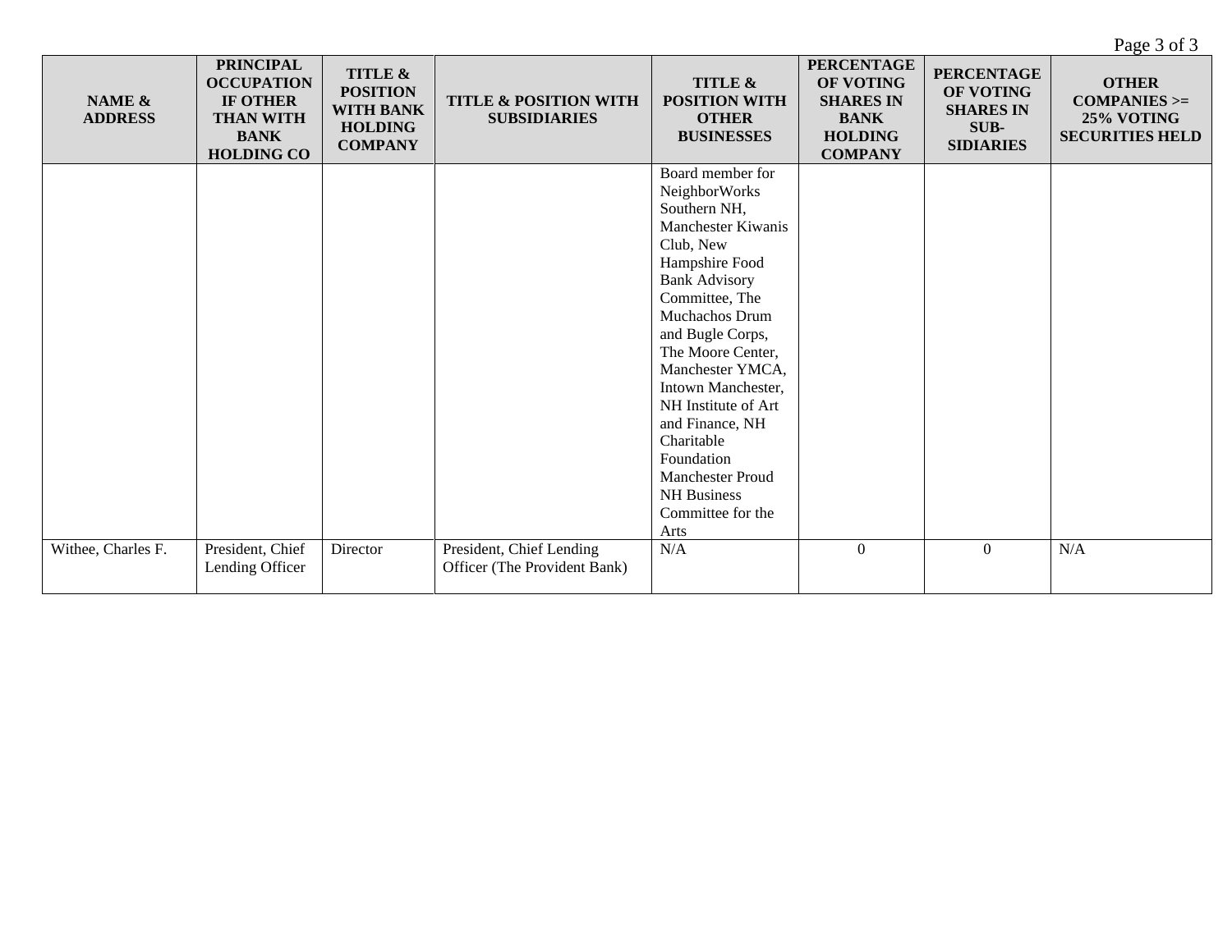| NAME & ADDRESS | PRINCIPAL OCCUPATION IF OTHER THAN WITH BANK HOLDING CO | TITLE & POSITION WITH BANK HOLDING COMPANY | TITLE & POSITION WITH SUBSIDIARIES | TITLE & POSITION WITH OTHER BUSINESSES | PERCENTAGE OF VOTING SHARES IN BANK HOLDING COMPANY | PERCENTAGE OF VOTING SHARES IN SUB-SIDIARIES | OTHER COMPANIES >= 25% VOTING SECURITIES HELD |
|---|---|---|---|---|---|---|---|
| | | | | Board member for NeighborWorks Southern NH, Manchester Kiwanis Club, New Hampshire Food Bank Advisory Committee, The Muchachos Drum and Bugle Corps, The Moore Center, Manchester YMCA, Intown Manchester, NH Institute of Art and Finance, NH Charitable Foundation Manchester Proud NH Business Committee for the Arts | | | |
| Withee, Charles F. | President, Chief Lending Officer | Director | President, Chief Lending Officer (The Provident Bank) | N/A | 0 | 0 | N/A |